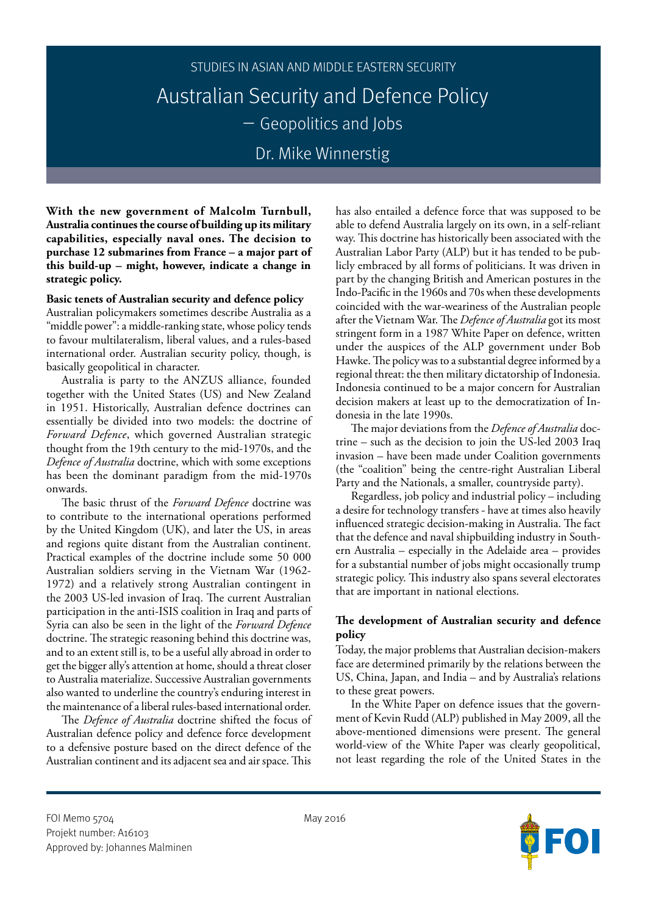STUDIES IN ASIAN AND MIDDLE EASTERN SECURITY

# Australian Security and Defence Policy – Geopolitics and Jobs

Dr. Mike Winnerstig

**With the new government of Malcolm Turnbull, Australia continues the course of building up its military capabilities, especially naval ones. The decision to purchase 12 submarines from France – a major part of this build-up – might, however, indicate a change in strategic policy.**

## Basic tenets of Australian security and defence policy

Australian policymakers sometimes describe Australia as a "middle power": a middle-ranking state, whose policy tends to favour multilateralism, liberal values, and a rules-based international order. Australian security policy, though, is basically geopolitical in character.

Australia is party to the ANZUS alliance, founded together with the United States (US) and New Zealand in 1951. Historically, Australian defence doctrines can essentially be divided into two models: the doctrine of *Forward Defence*, which governed Australian strategic thought from the 19th century to the mid-1970s, and the *Defence of Australia* doctrine, which with some exceptions has been the dominant paradigm from the mid-1970s onwards.

The basic thrust of the *Forward Defence* doctrine was to contribute to the international operations performed by the United Kingdom (UK), and later the US, in areas and regions quite distant from the Australian continent. Practical examples of the doctrine include some 50 000 Australian soldiers serving in the Vietnam War (1962-1972) and a relatively strong Australian contingent in the 2003 US-led invasion of Iraq. The current Australian participation in the anti-ISIS coalition in Iraq and parts of Syria can also be seen in the light of the *Forward Defence* doctrine. The strategic reasoning behind this doctrine was, and to an extent still is, to be a useful ally abroad in order to get the bigger ally's attention at home, should a threat closer to Australia materialize. Successive Australian governments also wanted to underline the country's enduring interest in the maintenance of a liberal rules-based international order.

The *Defence of Australia* doctrine shifted the focus of Australian defence policy and defence force development to a defensive posture based on the direct defence of the Australian continent and its adjacent sea and air space. This has also entailed a defence force that was supposed to be able to defend Australia largely on its own, in a self-reliant way. This doctrine has historically been associated with the Australian Labor Party (ALP) but it has tended to be publicly embraced by all forms of politicians. It was driven in part by the changing British and American postures in the Indo-Pacific in the 1960s and 70s when these developments coincided with the war-weariness of the Australian people after the Vietnam War. The *Defence of Australia* got its most stringent form in a 1987 White Paper on defence, written under the auspices of the ALP government under Bob Hawke. The policy was to a substantial degree informed by a regional threat: the then military dictatorship of Indonesia. Indonesia continued to be a major concern for Australian decision makers at least up to the democratization of Indonesia in the late 1990s.

The major deviations from the *Defence of Australia* doctrine – such as the decision to join the US-led 2003 Iraq invasion – have been made under Coalition governments (the "coalition" being the centre-right Australian Liberal Party and the Nationals, a smaller, countryside party).

Regardless, job policy and industrial policy – including a desire for technology transfers - have at times also heavily influenced strategic decision-making in Australia. The fact that the defence and naval shipbuilding industry in Southern Australia – especially in the Adelaide area – provides for a substantial number of jobs might occasionally trump strategic policy. This industry also spans several electorates that are important in national elections.

## The development of Australian security and defence policy

Today, the major problems that Australian decision-makers face are determined primarily by the relations between the US, China, Japan, and India – and by Australia's relations to these great powers.

In the White Paper on defence issues that the government of Kevin Rudd (ALP) published in May 2009, all the above-mentioned dimensions were present. The general world-view of the White Paper was clearly geopolitical, not least regarding the role of the United States in the

FOI Memo 5704
Projekt number: A16103
Approved by: Johannes Malminen

May 2016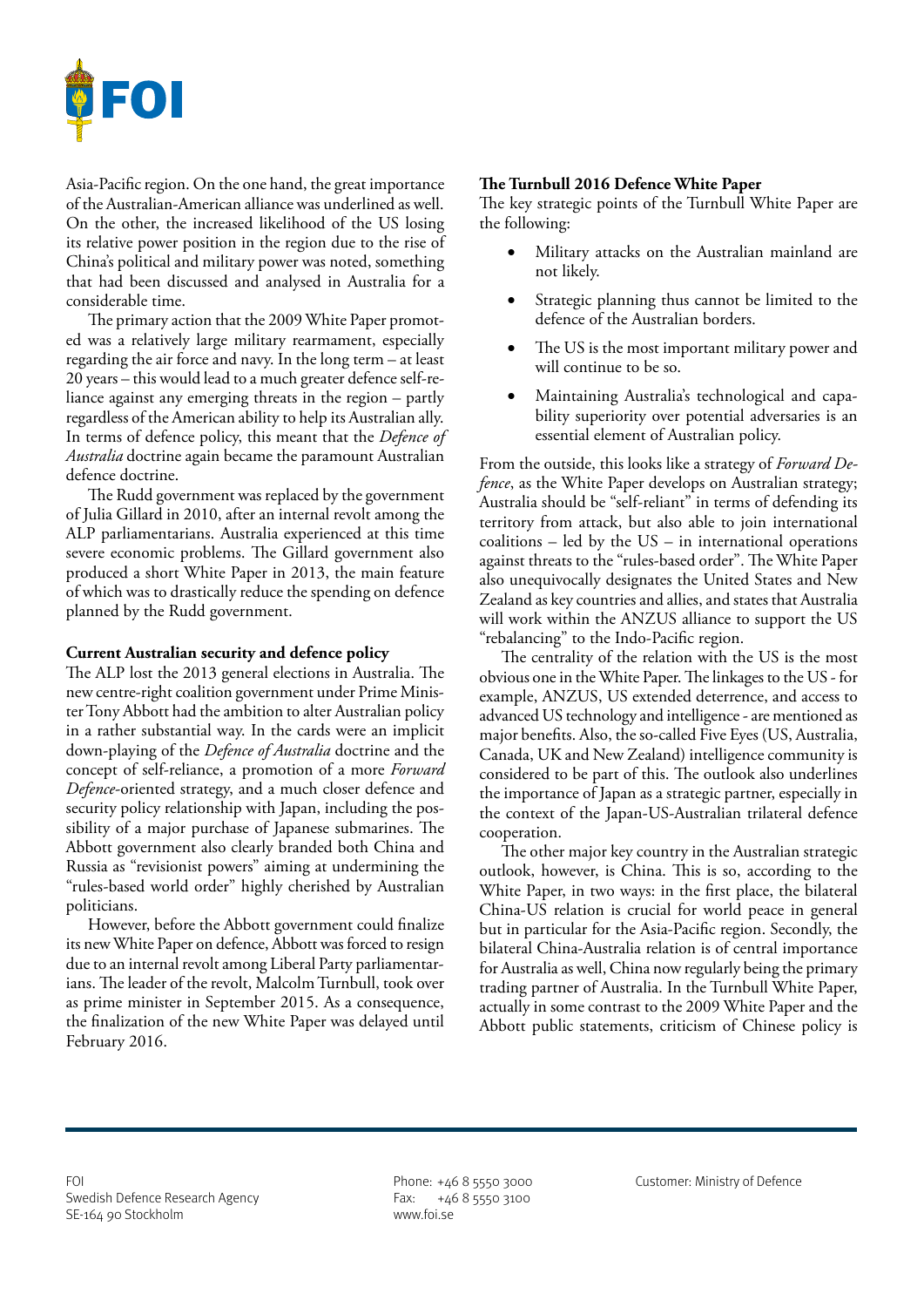Asia-Pacific region. On the one hand, the great importance of the Australian-American alliance was underlined as well. On the other, the increased likelihood of the US losing its relative power position in the region due to the rise of China's political and military power was noted, something that had been discussed and analysed in Australia for a considerable time.

The primary action that the 2009 White Paper promoted was a relatively large military rearmament, especially regarding the air force and navy. In the long term – at least 20 years – this would lead to a much greater defence self-reliance against any emerging threats in the region – partly regardless of the American ability to help its Australian ally. In terms of defence policy, this meant that the *Defence of Australia* doctrine again became the paramount Australian defence doctrine.

The Rudd government was replaced by the government of Julia Gillard in 2010, after an internal revolt among the ALP parliamentarians. Australia experienced at this time severe economic problems. The Gillard government also produced a short White Paper in 2013, the main feature of which was to drastically reduce the spending on defence planned by the Rudd government.

**Current Australian security and defence policy**

The ALP lost the 2013 general elections in Australia. The new centre-right coalition government under Prime Minister Tony Abbott had the ambition to alter Australian policy in a rather substantial way. In the cards were an implicit down-playing of the *Defence of Australia* doctrine and the concept of self-reliance, a promotion of a more *Forward Defence*-oriented strategy, and a much closer defence and security policy relationship with Japan, including the possibility of a major purchase of Japanese submarines. The Abbott government also clearly branded both China and Russia as "revisionist powers" aiming at undermining the "rules-based world order" highly cherished by Australian politicians.

However, before the Abbott government could finalize its new White Paper on defence, Abbott was forced to resign due to an internal revolt among Liberal Party parliamentarians. The leader of the revolt, Malcolm Turnbull, took over as prime minister in September 2015. As a consequence, the finalization of the new White Paper was delayed until February 2016.

**The Turnbull 2016 Defence White Paper**

The key strategic points of the Turnbull White Paper are the following:

- Military attacks on the Australian mainland are not likely.
- Strategic planning thus cannot be limited to the defence of the Australian borders.
- The US is the most important military power and will continue to be so.
- Maintaining Australia's technological and capability superiority over potential adversaries is an essential element of Australian policy.

From the outside, this looks like a strategy of *Forward Defence*, as the White Paper develops on Australian strategy; Australia should be "self-reliant" in terms of defending its territory from attack, but also able to join international coalitions – led by the US – in international operations against threats to the "rules-based order". The White Paper also unequivocally designates the United States and New Zealand as key countries and allies, and states that Australia will work within the ANZUS alliance to support the US "rebalancing" to the Indo-Pacific region.

The centrality of the relation with the US is the most obvious one in the White Paper. The linkages to the US - for example, ANZUS, US extended deterrence, and access to advanced US technology and intelligence - are mentioned as major benefits. Also, the so-called Five Eyes (US, Australia, Canada, UK and New Zealand) intelligence community is considered to be part of this. The outlook also underlines the importance of Japan as a strategic partner, especially in the context of the Japan-US-Australian trilateral defence cooperation.

The other major key country in the Australian strategic outlook, however, is China. This is so, according to the White Paper, in two ways: in the first place, the bilateral China-US relation is crucial for world peace in general but in particular for the Asia-Pacific region. Secondly, the bilateral China-Australia relation is of central importance for Australia as well, China now regularly being the primary trading partner of Australia. In the Turnbull White Paper, actually in some contrast to the 2009 White Paper and the Abbott public statements, criticism of Chinese policy is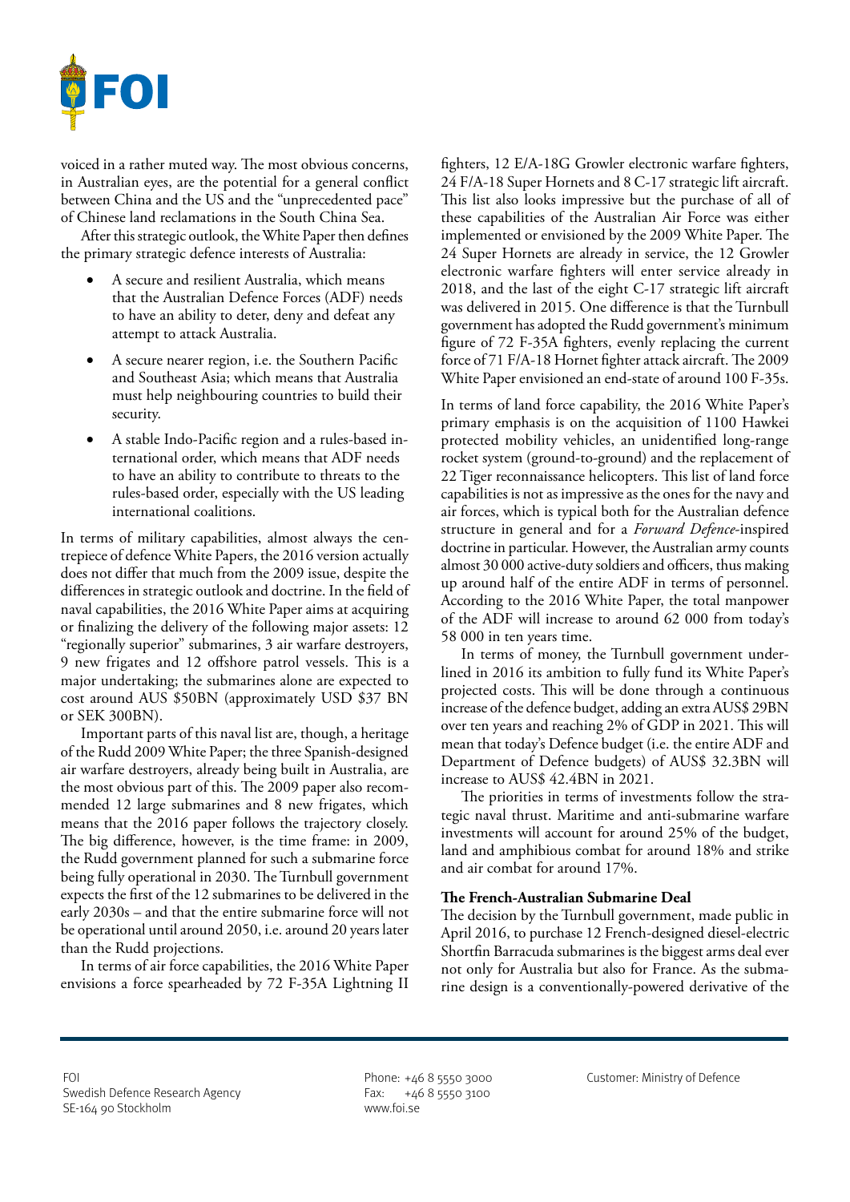voiced in a rather muted way. The most obvious concerns, in Australian eyes, are the potential for a general conflict between China and the US and the "unprecedented pace" of Chinese land reclamations in the South China Sea.

After this strategic outlook, the White Paper then defines the primary strategic defence interests of Australia:

- A secure and resilient Australia, which means that the Australian Defence Forces (ADF) needs to have an ability to deter, deny and defeat any attempt to attack Australia.
- A secure nearer region, i.e. the Southern Pacific and Southeast Asia; which means that Australia must help neighbouring countries to build their security.
- A stable Indo-Pacific region and a rules-based international order, which means that ADF needs to have an ability to contribute to threats to the rules-based order, especially with the US leading international coalitions.

In terms of military capabilities, almost always the centrepiece of defence White Papers, the 2016 version actually does not differ that much from the 2009 issue, despite the differences in strategic outlook and doctrine. In the field of naval capabilities, the 2016 White Paper aims at acquiring or finalizing the delivery of the following major assets: 12 "regionally superior" submarines, 3 air warfare destroyers, 9 new frigates and 12 offshore patrol vessels. This is a major undertaking; the submarines alone are expected to cost around AUS $50BN (approximately USD $37 BN or SEK 300BN).

Important parts of this naval list are, though, a heritage of the Rudd 2009 White Paper; the three Spanish-designed air warfare destroyers, already being built in Australia, are the most obvious part of this. The 2009 paper also recommended 12 large submarines and 8 new frigates, which means that the 2016 paper follows the trajectory closely. The big difference, however, is the time frame: in 2009, the Rudd government planned for such a submarine force being fully operational in 2030. The Turnbull government expects the first of the 12 submarines to be delivered in the early 2030s – and that the entire submarine force will not be operational until around 2050, i.e. around 20 years later than the Rudd projections.

In terms of air force capabilities, the 2016 White Paper envisions a force spearheaded by 72 F-35A Lightning II fighters, 12 E/A-18G Growler electronic warfare fighters, 24 F/A-18 Super Hornets and 8 C-17 strategic lift aircraft. This list also looks impressive but the purchase of all of these capabilities of the Australian Air Force was either implemented or envisioned by the 2009 White Paper. The 24 Super Hornets are already in service, the 12 Growler electronic warfare fighters will enter service already in 2018, and the last of the eight C-17 strategic lift aircraft was delivered in 2015. One difference is that the Turnbull government has adopted the Rudd government's minimum figure of 72 F-35A fighters, evenly replacing the current force of 71 F/A-18 Hornet fighter attack aircraft. The 2009 White Paper envisioned an end-state of around 100 F-35s.

In terms of land force capability, the 2016 White Paper's primary emphasis is on the acquisition of 1100 Hawkei protected mobility vehicles, an unidentified long-range rocket system (ground-to-ground) and the replacement of 22 Tiger reconnaissance helicopters. This list of land force capabilities is not as impressive as the ones for the navy and air forces, which is typical both for the Australian defence structure in general and for a *Forward Defence*-inspired doctrine in particular. However, the Australian army counts almost 30 000 active-duty soldiers and officers, thus making up around half of the entire ADF in terms of personnel. According to the 2016 White Paper, the total manpower of the ADF will increase to around 62 000 from today's 58 000 in ten years time.

In terms of money, the Turnbull government underlined in 2016 its ambition to fully fund its White Paper's projected costs. This will be done through a continuous increase of the defence budget, adding an extra AUS$ 29BN over ten years and reaching 2% of GDP in 2021. This will mean that today's Defence budget (i.e. the entire ADF and Department of Defence budgets) of AUS$ 32.3BN will increase to AUS$ 42.4BN in 2021.

The priorities in terms of investments follow the strategic naval thrust. Maritime and anti-submarine warfare investments will account for around 25% of the budget, land and amphibious combat for around 18% and strike and air combat for around 17%.

### The French-Australian Submarine Deal

The decision by the Turnbull government, made public in April 2016, to purchase 12 French-designed diesel-electric Shortfin Barracuda submarines is the biggest arms deal ever not only for Australia but also for France. As the submarine design is a conventionally-powered derivative of the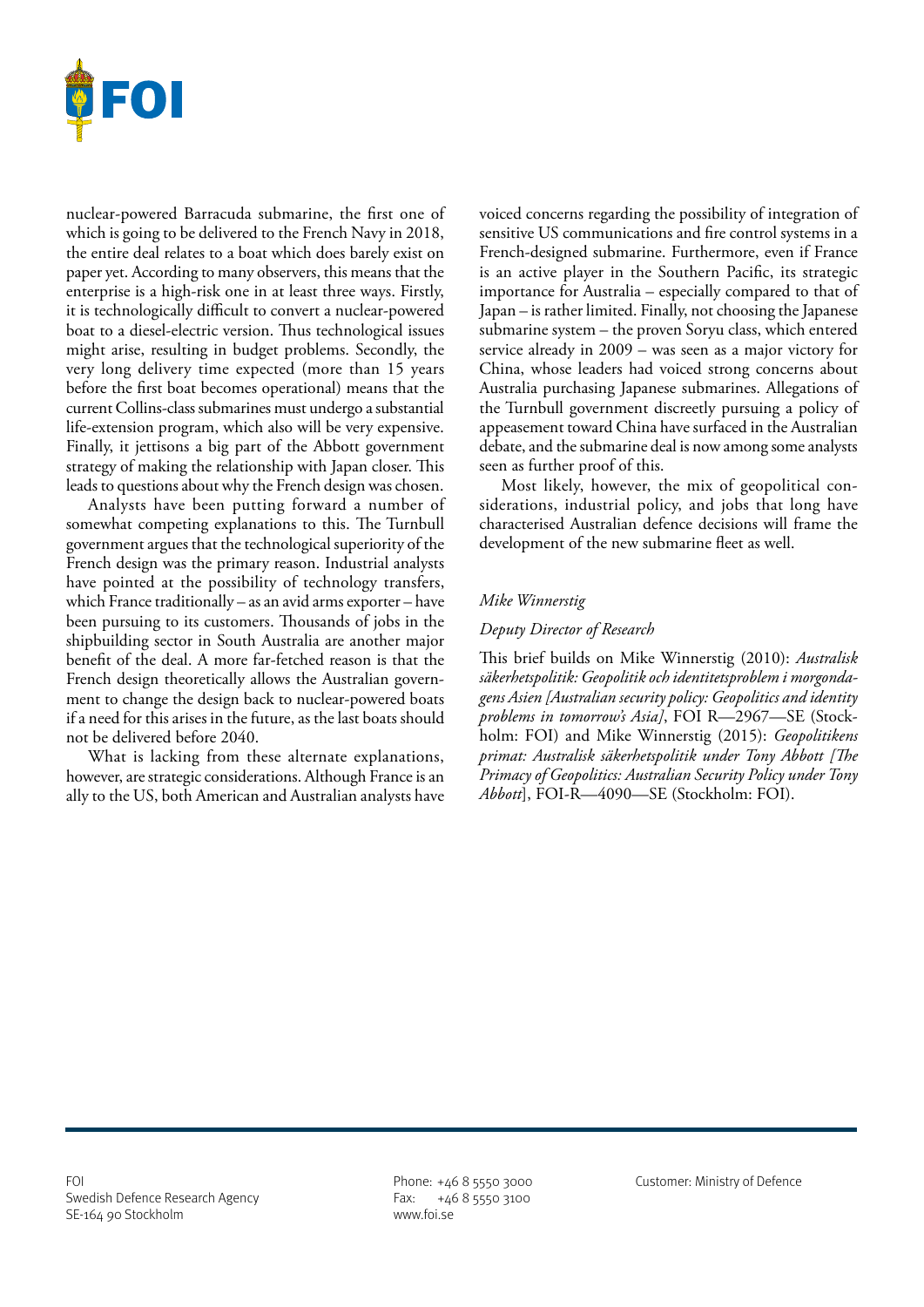nuclear-powered Barracuda submarine, the first one of which is going to be delivered to the French Navy in 2018, the entire deal relates to a boat which does barely exist on paper yet. According to many observers, this means that the enterprise is a high-risk one in at least three ways. Firstly, it is technologically difficult to convert a nuclear-powered boat to a diesel-electric version. Thus technological issues might arise, resulting in budget problems. Secondly, the very long delivery time expected (more than 15 years before the first boat becomes operational) means that the current Collins-class submarines must undergo a substantial life-extension program, which also will be very expensive. Finally, it jettisons a big part of the Abbott government strategy of making the relationship with Japan closer. This leads to questions about why the French design was chosen.

Analysts have been putting forward a number of somewhat competing explanations to this. The Turnbull government argues that the technological superiority of the French design was the primary reason. Industrial analysts have pointed at the possibility of technology transfers, which France traditionally – as an avid arms exporter – have been pursuing to its customers. Thousands of jobs in the shipbuilding sector in South Australia are another major benefit of the deal. A more far-fetched reason is that the French design theoretically allows the Australian government to change the design back to nuclear-powered boats if a need for this arises in the future, as the last boats should not be delivered before 2040.

What is lacking from these alternate explanations, however, are strategic considerations. Although France is an ally to the US, both American and Australian analysts have voiced concerns regarding the possibility of integration of sensitive US communications and fire control systems in a French-designed submarine. Furthermore, even if France is an active player in the Southern Pacific, its strategic importance for Australia – especially compared to that of Japan – is rather limited. Finally, not choosing the Japanese submarine system – the proven Soryu class, which entered service already in 2009 – was seen as a major victory for China, whose leaders had voiced strong concerns about Australia purchasing Japanese submarines. Allegations of the Turnbull government discreetly pursuing a policy of appeasement toward China have surfaced in the Australian debate, and the submarine deal is now among some analysts seen as further proof of this.

Most likely, however, the mix of geopolitical considerations, industrial policy, and jobs that long have characterised Australian defence decisions will frame the development of the new submarine fleet as well.

*Mike Winnerstig*

*Deputy Director of Research*

This brief builds on Mike Winnerstig (2010): *Australisk säkerhetspolitik: Geopolitik och identitetsproblem i morgondagens Asien [Australian security policy: Geopolitics and identity problems in tomorrow's Asia]*, FOI R—2967—SE (Stockholm: FOI) and Mike Winnerstig (2015): *Geopolitikens primat: Australisk säkerhetspolitik under Tony Abbott [The Primacy of Geopolitics: Australian Security Policy under Tony Abbott*], FOI-R—4090—SE (Stockholm: FOI).

FOI
Swedish Defence Research Agency
SE-164 90 Stockholm

Phone: +46 8 5550 3000
Fax: +46 8 5550 3100
www.foi.se

Customer: Ministry of Defence